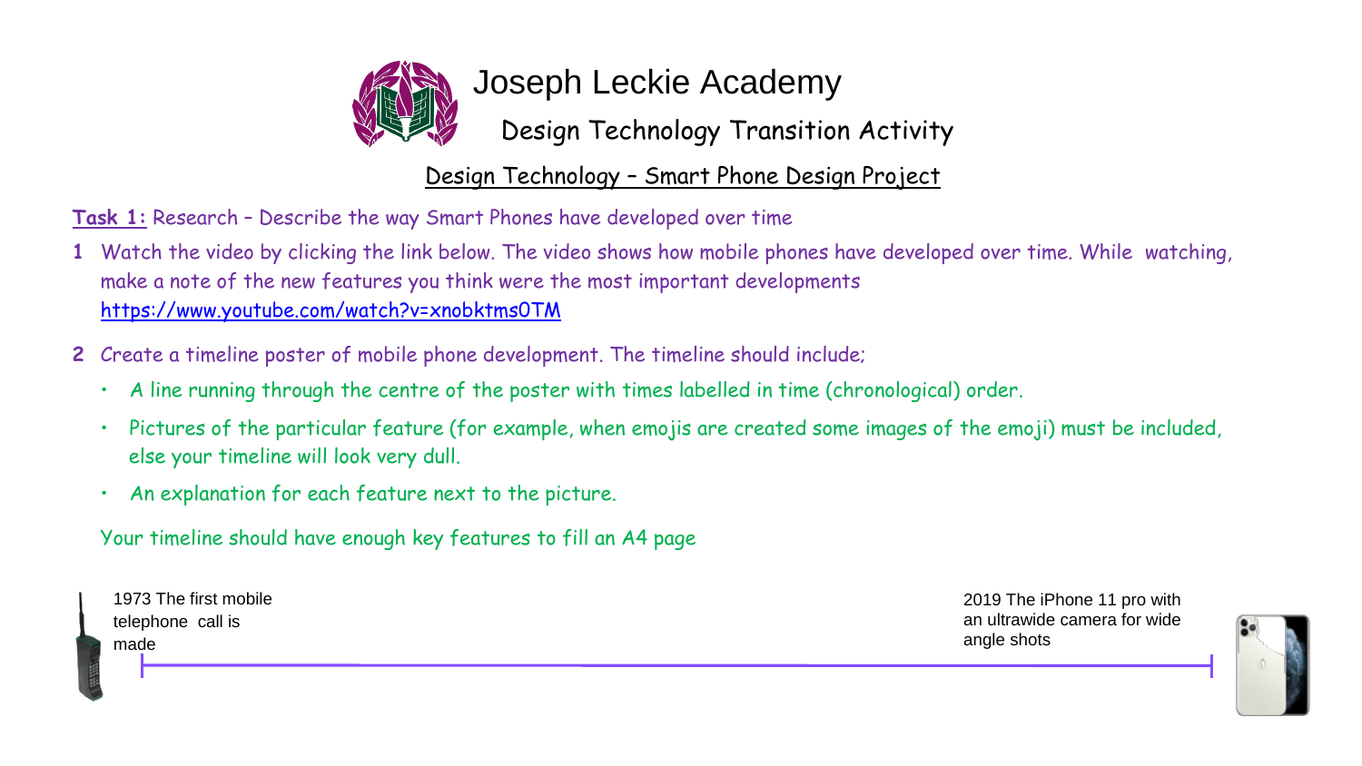# Joseph Leckie Academy

## Design Technology Transition Activity

### Design Technology – Smart Phone Design Project

**Task 1:** Research – Describe the way Smart Phones have developed over time

1. Watch the video by clicking the link below. The video shows how mobile phones have developed over time. While watching, make a note of the new features you think were the most important developments
   https://www.youtube.com/watch?v=xnobktms0TM

2. Create a timeline poster of mobile phone development. The timeline should include;
   - A line running through the centre of the poster with times labelled in time (chronological) order.
   - Pictures of the particular feature (for example, when emojis are created some images of the emoji) must be included, else your timeline will look very dull.
   - An explanation for each feature next to the picture.

   Your timeline should have enough key features to fill an A4 page

1973 The first mobile telephone call is made

2019 The iPhone 11 pro with an ultrawide camera for wide angle shots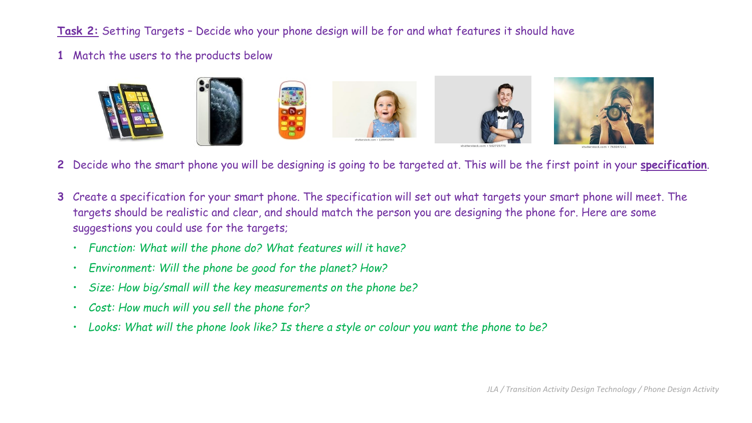**Task 2:** Setting Targets – Decide who your phone design will be for and what features it should have

1. Match the users to the products below

2. Decide who the smart phone you will be designing is going to be targeted at. This will be the first point in your **specification**.

3. Create a specification for your smart phone. The specification will set out what targets your smart phone will meet. The targets should be realistic and clear, and should match the person you are designing the phone for. Here are some suggestions you could use for the targets;

   - *Function: What will the phone do? What features will it have?*
   - *Environment: Will the phone be good for the planet? How?*
   - *Size: How big/small will the key measurements on the phone be?*
   - *Cost: How much will you sell the phone for?*
   - *Looks: What will the phone look like? Is there a style or colour you want the phone to be?*

*JLA / Transition Activity Design Technology / Phone Design Activity*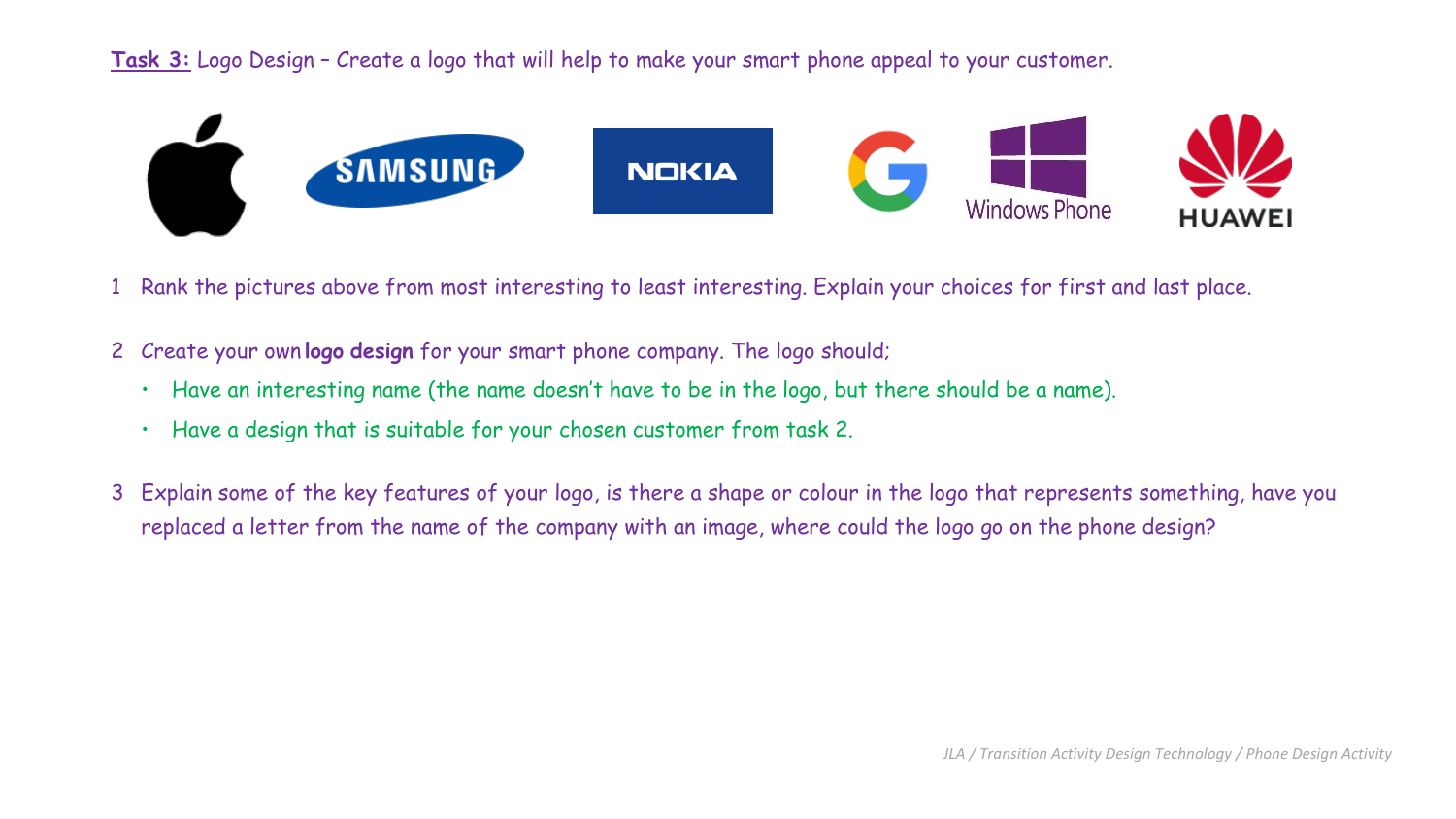**<u>Task 3:</u>** Logo Design – Create a logo that will help to make your smart phone appeal to your customer.

1. Rank the pictures above from most interesting to least interesting. Explain your choices for first and last place.

2. Create your own **logo design** for your smart phone company. The logo should;
   - Have an interesting name (the name doesn't have to be in the logo, but there should be a name).
   - Have a design that is suitable for your chosen customer from task 2.

3. Explain some of the key features of your logo, is there a shape or colour in the logo that represents something, have you replaced a letter from the name of the company with an image, where could the logo go on the phone design?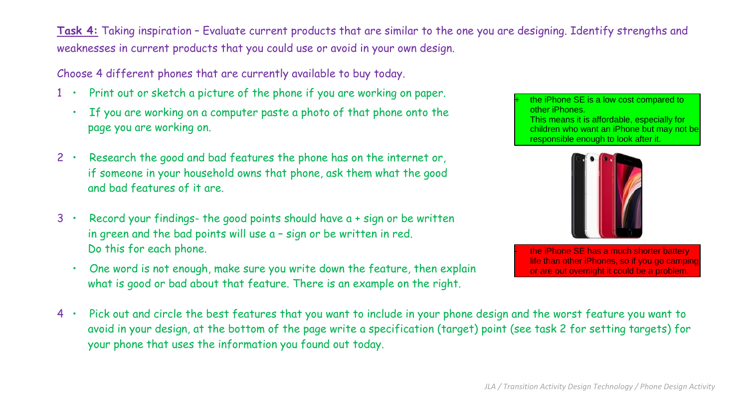**Task 4:** Taking inspiration – Evaluate current products that are similar to the one you are designing. Identify strengths and weaknesses in current products that you could use or avoid in your own design.

Choose 4 different phones that are currently available to buy today.

1
- Print out or sketch a picture of the phone if you are working on paper.
- If you are working on a computer paste a photo of that phone onto the page you are working on.

2
- Research the good and bad features the phone has on the internet or, if someone in your household owns that phone, ask them what the good and bad features of it are.

3
- Record your findings- the good points should have a + sign or be written in green and the bad points will use a – sign or be written in red. Do this for each phone.
- One word is not enough, make sure you write down the feature, then explain what is good or bad about that feature. There is an example on the right.

+ the iPhone SE is a low cost compared to other iPhones. This means it is affordable, especially for children who want an iPhone but may not be responsible enough to look after it.

- the iPhone SE has a much shorter battery life than other iPhones, so if you go camping or are out overnight it could be a problem.

4
- Pick out and circle the best features that you want to include in your phone design and the worst feature you want to avoid in your design, at the bottom of the page write a specification (target) point (see task 2 for setting targets) for your phone that uses the information you found out today.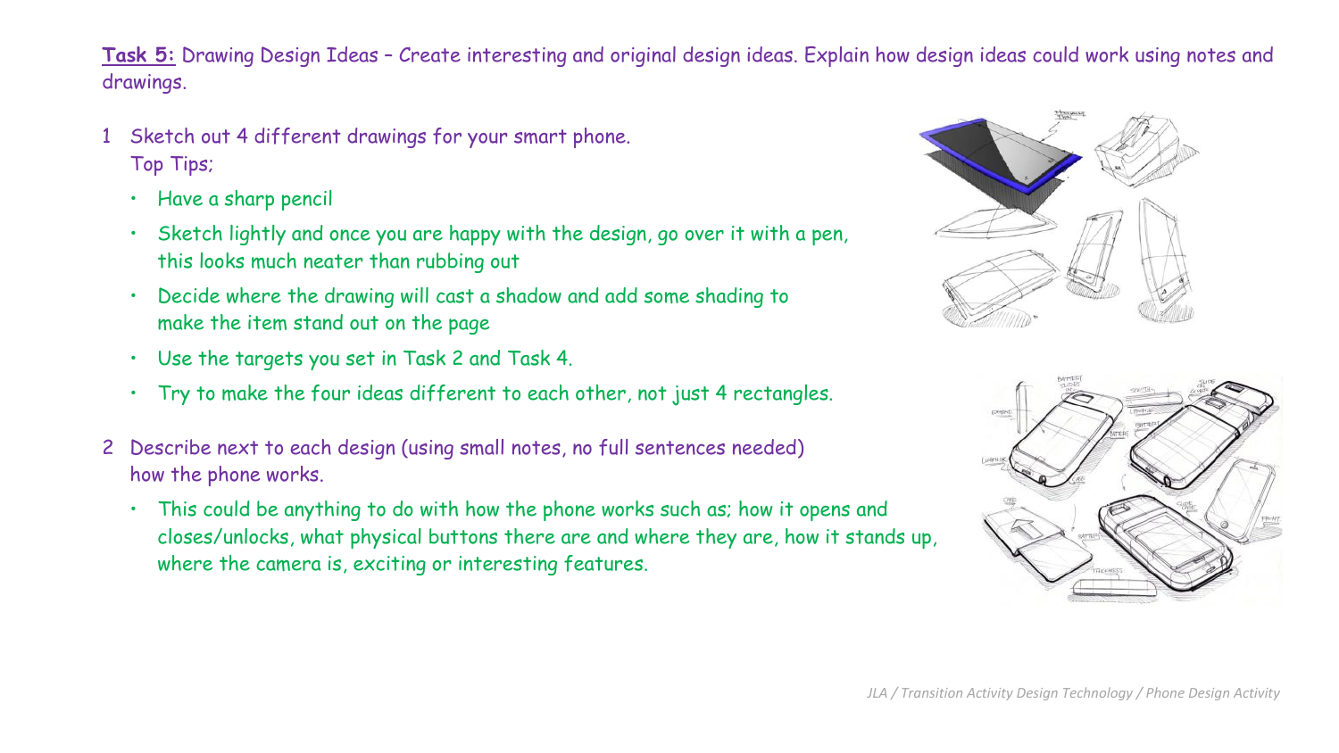**<u>Task 5:</u>** Drawing Design Ideas – Create interesting and original design ideas. Explain how design ideas could work using notes and drawings.

1. Sketch out 4 different drawings for your smart phone.
   Top Tips;
   - Have a sharp pencil
   - Sketch lightly and once you are happy with the design, go over it with a pen, this looks much neater than rubbing out
   - Decide where the drawing will cast a shadow and add some shading to make the item stand out on the page
   - Use the targets you set in Task 2 and Task 4.
   - Try to make the four ideas different to each other, not just 4 rectangles.
2. Describe next to each design (using small notes, no full sentences needed) how the phone works.
   - This could be anything to do with how the phone works such as; how it opens and closes/unlocks, what physical buttons there are and where they are, how it stands up, where the camera is, exciting or interesting features.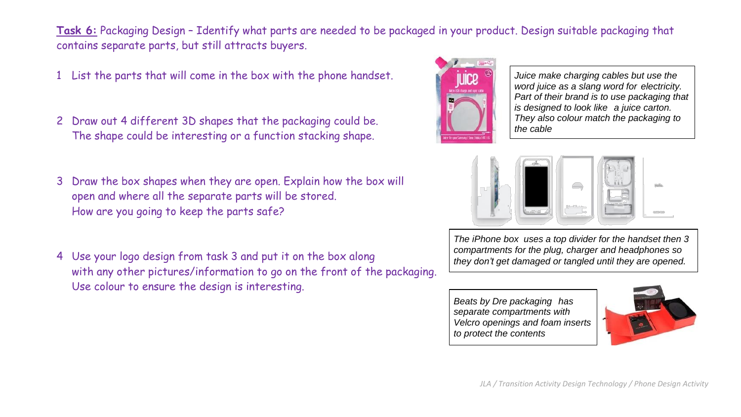**Task 6:** Packaging Design – Identify what parts are needed to be packaged in your product. Design suitable packaging that contains separate parts, but still attracts buyers.

1. List the parts that will come in the box with the phone handset.

2. Draw out 4 different 3D shapes that the packaging could be. The shape could be interesting or a function stacking shape.

3. Draw the box shapes when they are open. Explain how the box will open and where all the separate parts will be stored. How are you going to keep the parts safe?

4. Use your logo design from task 3 and put it on the box along with any other pictures/information to go on the front of the packaging. Use colour to ensure the design is interesting.

*Juice make charging cables but use the word juice as a slang word for electricity. Part of their brand is to use packaging that is designed to look like a juice carton. They also colour match the packaging to the cable*

*The iPhone box uses a top divider for the handset then 3 compartments for the plug, charger and headphones so they don't get damaged or tangled until they are opened.*

*Beats by Dre packaging has separate compartments with Velcro openings and foam inserts to protect the contents*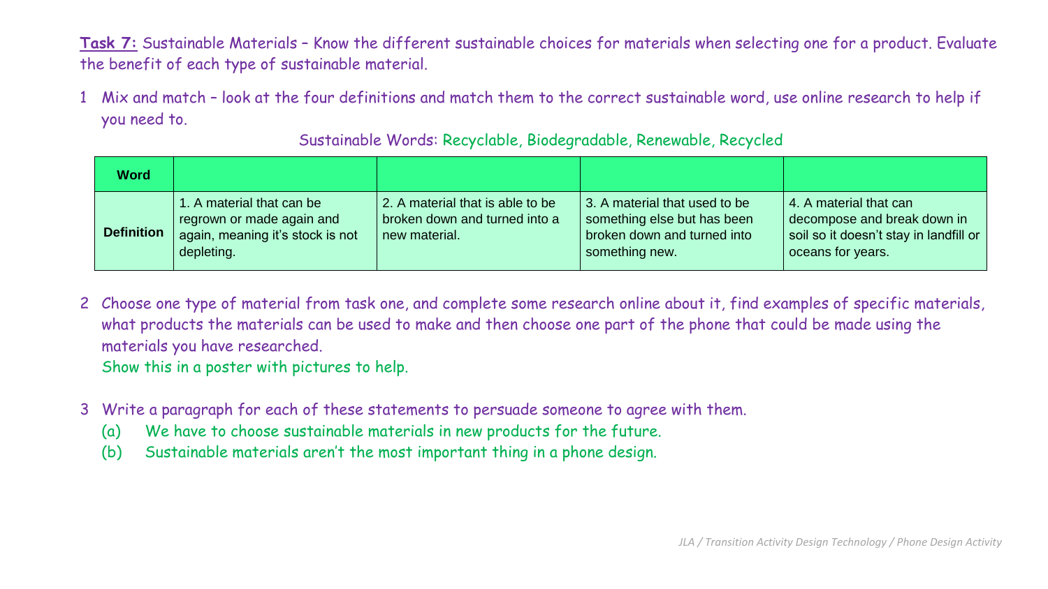**Task 7:** Sustainable Materials – Know the different sustainable choices for materials when selecting one for a product. Evaluate the benefit of each type of sustainable material.

1. Mix and match – look at the four definitions and match them to the correct sustainable word, use online research to help if you need to.

Sustainable Words: Recyclable, Biodegradable, Renewable, Recycled

| Word | | | | |
|---|---|---|---|---|
| Definition | 1. A material that can be regrown or made again and again, meaning it's stock is not depleting. | 2. A material that is able to be broken down and turned into a new material. | 3. A material that used to be something else but has been broken down and turned into something new. | 4. A material that can decompose and break down in soil so it doesn't stay in landfill or oceans for years. |

2. Choose one type of material from task one, and complete some research online about it, find examples of specific materials, what products the materials can be used to make and then choose one part of the phone that could be made using the materials you have researched.
   Show this in a poster with pictures to help.

3. Write a paragraph for each of these statements to persuade someone to agree with them.
   (a) We have to choose sustainable materials in new products for the future.
   (b) Sustainable materials aren't the most important thing in a phone design.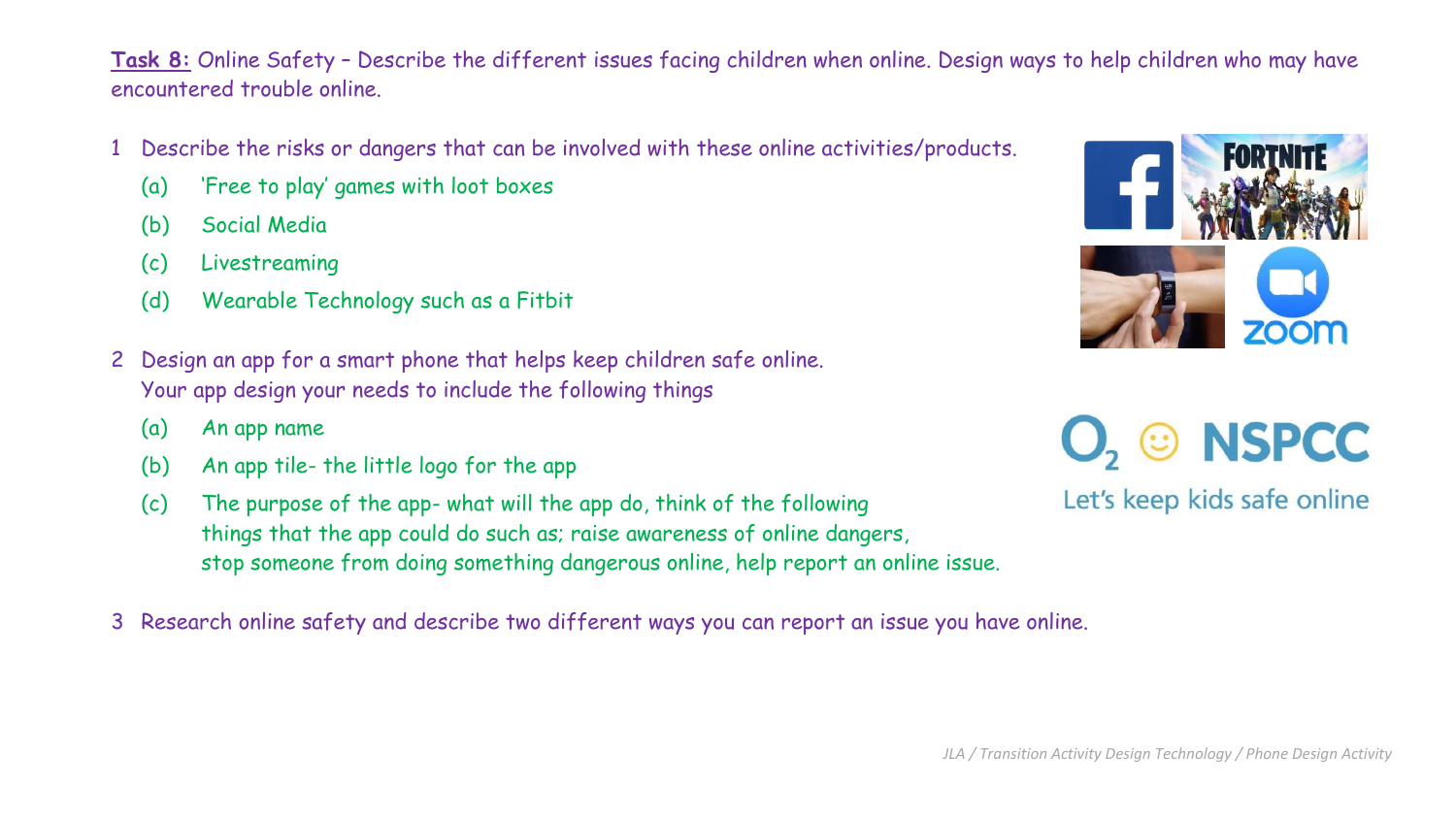**<u>Task 8:</u>** Online Safety – Describe the different issues facing children when online. Design ways to help children who may have encountered trouble online.

1. Describe the risks or dangers that can be involved with these online activities/products.
   - (a) 'Free to play' games with loot boxes
   - (b) Social Media
   - (c) Livestreaming
   - (d) Wearable Technology such as a Fitbit

2. Design an app for a smart phone that helps keep children safe online. Your app design your needs to include the following things
   - (a) An app name
   - (b) An app tile- the little logo for the app
   - (c) The purpose of the app- what will the app do, think of the following things that the app could do such as; raise awareness of online dangers, stop someone from doing something dangerous online, help report an online issue.

3. Research online safety and describe two different ways you can report an issue you have online.

O2 NSPCC
Let's keep kids safe online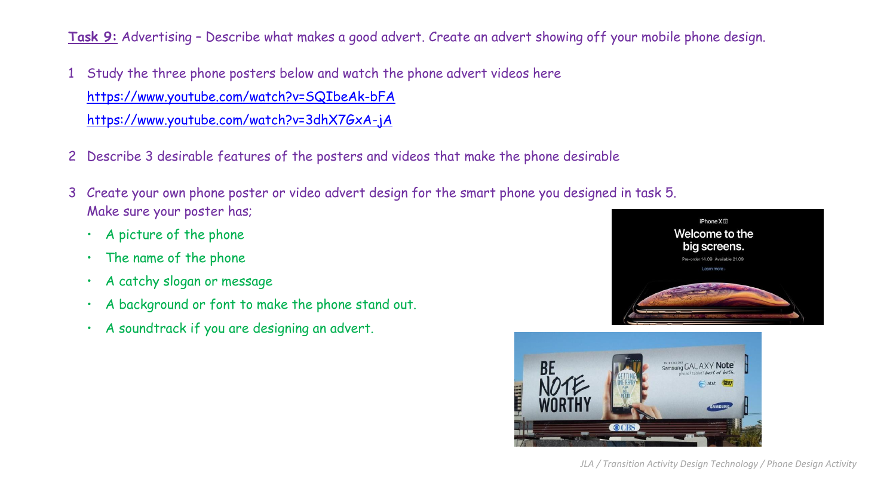**Task 9:** Advertising – Describe what makes a good advert. Create an advert showing off your mobile phone design.

1. Study the three phone posters below and watch the phone advert videos here
   https://www.youtube.com/watch?v=SQIbeAk-bFA
   https://www.youtube.com/watch?v=3dhX7GxA-jA

2. Describe 3 desirable features of the posters and videos that make the phone desirable

3. Create your own phone poster or video advert design for the smart phone you designed in task 5.
   Make sure your poster has;
   - A picture of the phone
   - The name of the phone
   - A catchy slogan or message
   - A background or font to make the phone stand out.
   - A soundtrack if you are designing an advert.